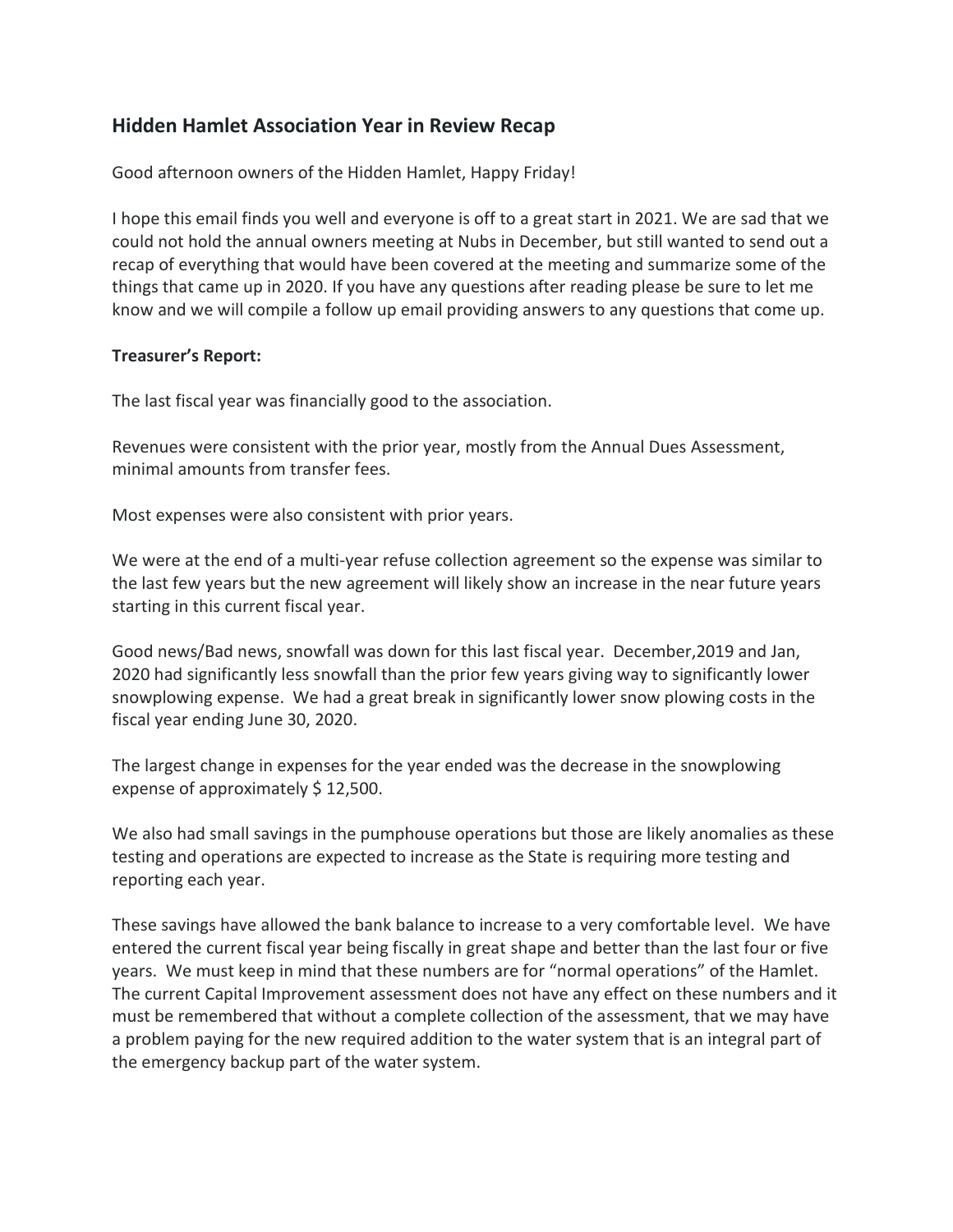## Hidden Hamlet Association Year in Review Recap

Good afternoon owners of the Hidden Hamlet, Happy Friday!

I hope this email finds you well and everyone is off to a great start in 2021. We are sad that we could not hold the annual owners meeting at Nubs in December, but still wanted to send out a recap of everything that would have been covered at the meeting and summarize some of the things that came up in 2020. If you have any questions after reading please be sure to let me know and we will compile a follow up email providing answers to any questions that come up.

**Treasurer's Report:**

The last fiscal year was financially good to the association.

Revenues were consistent with the prior year, mostly from the Annual Dues Assessment, minimal amounts from transfer fees.

Most expenses were also consistent with prior years.

We were at the end of a multi-year refuse collection agreement so the expense was similar to the last few years but the new agreement will likely show an increase in the near future years starting in this current fiscal year.

Good news/Bad news, snowfall was down for this last fiscal year. December,2019 and Jan, 2020 had significantly less snowfall than the prior few years giving way to significantly lower snowplowing expense. We had a great break in significantly lower snow plowing costs in the fiscal year ending June 30, 2020.

The largest change in expenses for the year ended was the decrease in the snowplowing expense of approximately $ 12,500.

We also had small savings in the pumphouse operations but those are likely anomalies as these testing and operations are expected to increase as the State is requiring more testing and reporting each year.

These savings have allowed the bank balance to increase to a very comfortable level. We have entered the current fiscal year being fiscally in great shape and better than the last four or five years. We must keep in mind that these numbers are for "normal operations" of the Hamlet. The current Capital Improvement assessment does not have any effect on these numbers and it must be remembered that without a complete collection of the assessment, that we may have a problem paying for the new required addition to the water system that is an integral part of the emergency backup part of the water system.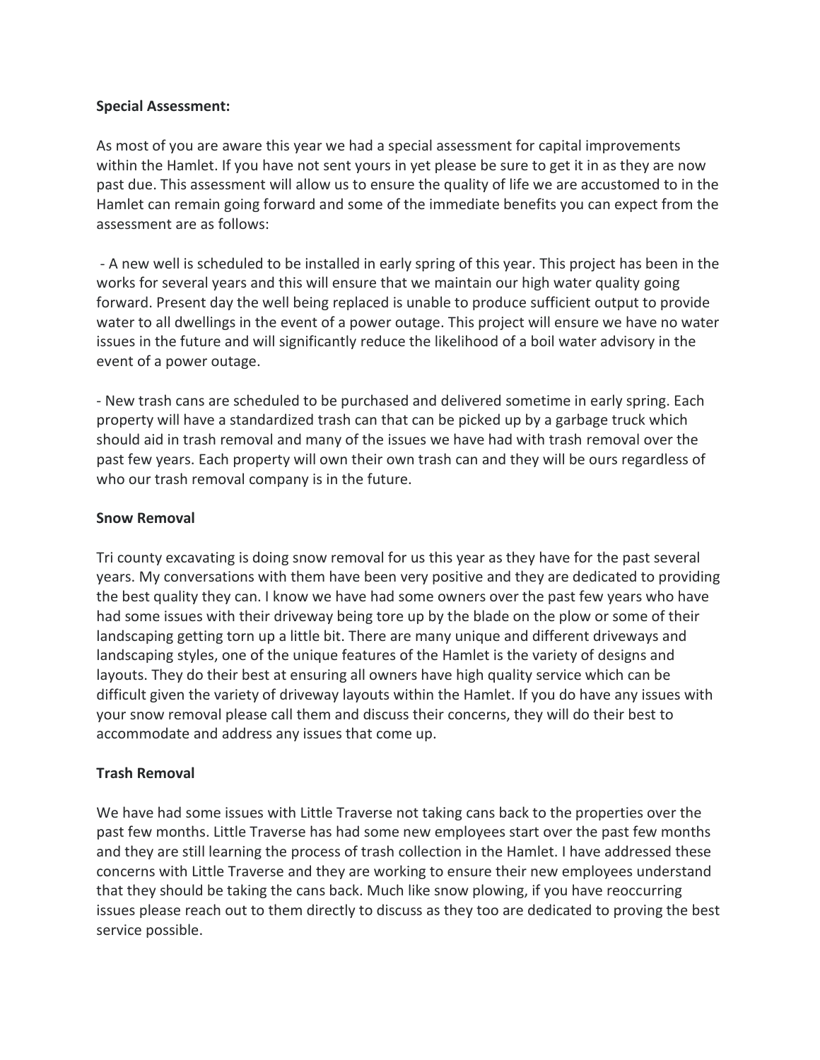**Special Assessment:**

As most of you are aware this year we had a special assessment for capital improvements within the Hamlet. If you have not sent yours in yet please be sure to get it in as they are now past due. This assessment will allow us to ensure the quality of life we are accustomed to in the Hamlet can remain going forward and some of the immediate benefits you can expect from the assessment are as follows:

- A new well is scheduled to be installed in early spring of this year. This project has been in the works for several years and this will ensure that we maintain our high water quality going forward. Present day the well being replaced is unable to produce sufficient output to provide water to all dwellings in the event of a power outage. This project will ensure we have no water issues in the future and will significantly reduce the likelihood of a boil water advisory in the event of a power outage.

- New trash cans are scheduled to be purchased and delivered sometime in early spring. Each property will have a standardized trash can that can be picked up by a garbage truck which should aid in trash removal and many of the issues we have had with trash removal over the past few years. Each property will own their own trash can and they will be ours regardless of who our trash removal company is in the future.

**Snow Removal**

Tri county excavating is doing snow removal for us this year as they have for the past several years. My conversations with them have been very positive and they are dedicated to providing the best quality they can. I know we have had some owners over the past few years who have had some issues with their driveway being tore up by the blade on the plow or some of their landscaping getting torn up a little bit. There are many unique and different driveways and landscaping styles, one of the unique features of the Hamlet is the variety of designs and layouts. They do their best at ensuring all owners have high quality service which can be difficult given the variety of driveway layouts within the Hamlet. If you do have any issues with your snow removal please call them and discuss their concerns, they will do their best to accommodate and address any issues that come up.

**Trash Removal**

We have had some issues with Little Traverse not taking cans back to the properties over the past few months. Little Traverse has had some new employees start over the past few months and they are still learning the process of trash collection in the Hamlet. I have addressed these concerns with Little Traverse and they are working to ensure their new employees understand that they should be taking the cans back. Much like snow plowing, if you have reoccurring issues please reach out to them directly to discuss as they too are dedicated to proving the best service possible.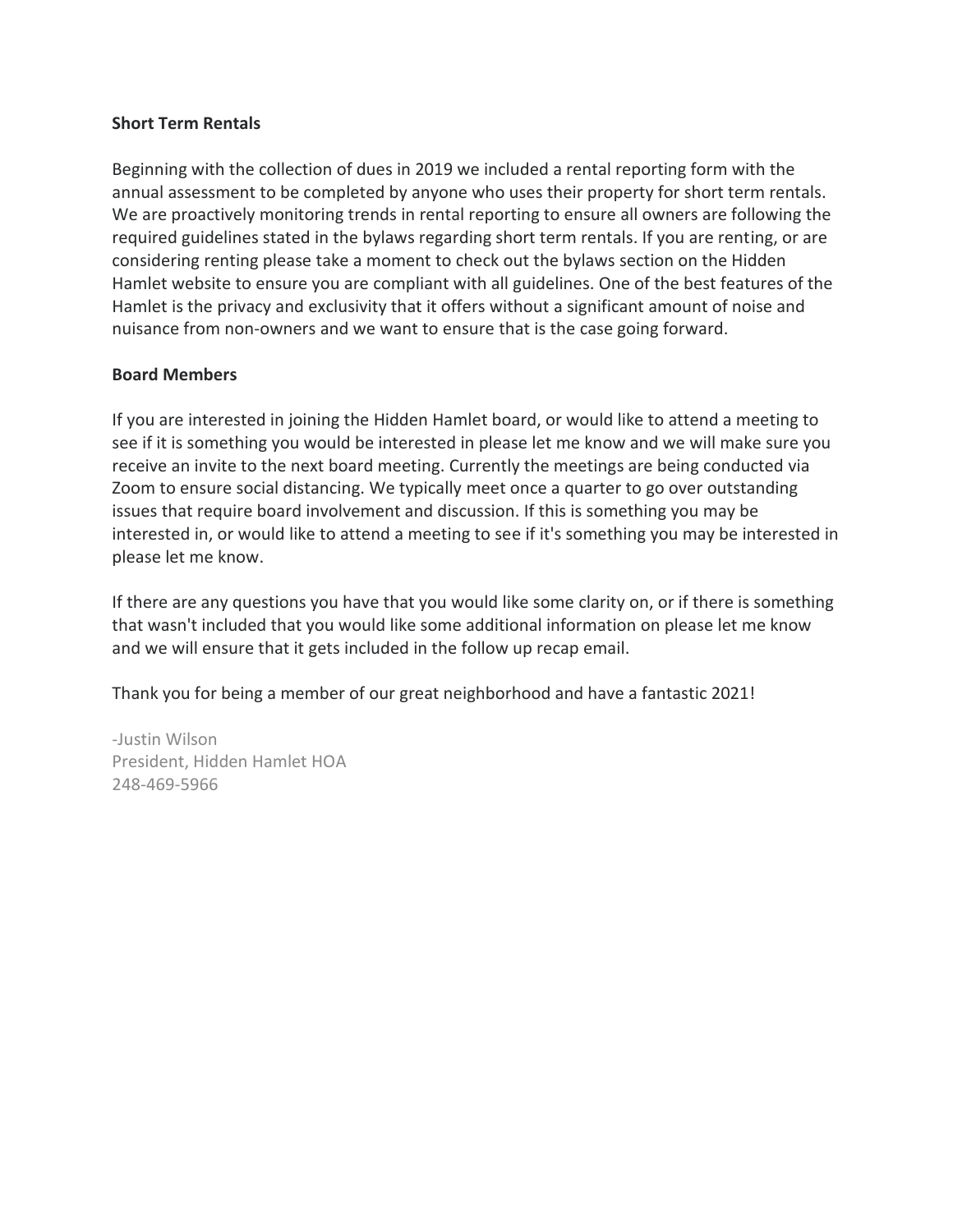**Short Term Rentals**

Beginning with the collection of dues in 2019 we included a rental reporting form with the annual assessment to be completed by anyone who uses their property for short term rentals. We are proactively monitoring trends in rental reporting to ensure all owners are following the required guidelines stated in the bylaws regarding short term rentals. If you are renting, or are considering renting please take a moment to check out the bylaws section on the Hidden Hamlet website to ensure you are compliant with all guidelines. One of the best features of the Hamlet is the privacy and exclusivity that it offers without a significant amount of noise and nuisance from non-owners and we want to ensure that is the case going forward.

**Board Members**

If you are interested in joining the Hidden Hamlet board, or would like to attend a meeting to see if it is something you would be interested in please let me know and we will make sure you receive an invite to the next board meeting. Currently the meetings are being conducted via Zoom to ensure social distancing. We typically meet once a quarter to go over outstanding issues that require board involvement and discussion. If this is something you may be interested in, or would like to attend a meeting to see if it's something you may be interested in please let me know.

If there are any questions you have that you would like some clarity on, or if there is something that wasn't included that you would like some additional information on please let me know and we will ensure that it gets included in the follow up recap email.

Thank you for being a member of our great neighborhood and have a fantastic 2021!

-Justin Wilson
President, Hidden Hamlet HOA
248-469-5966